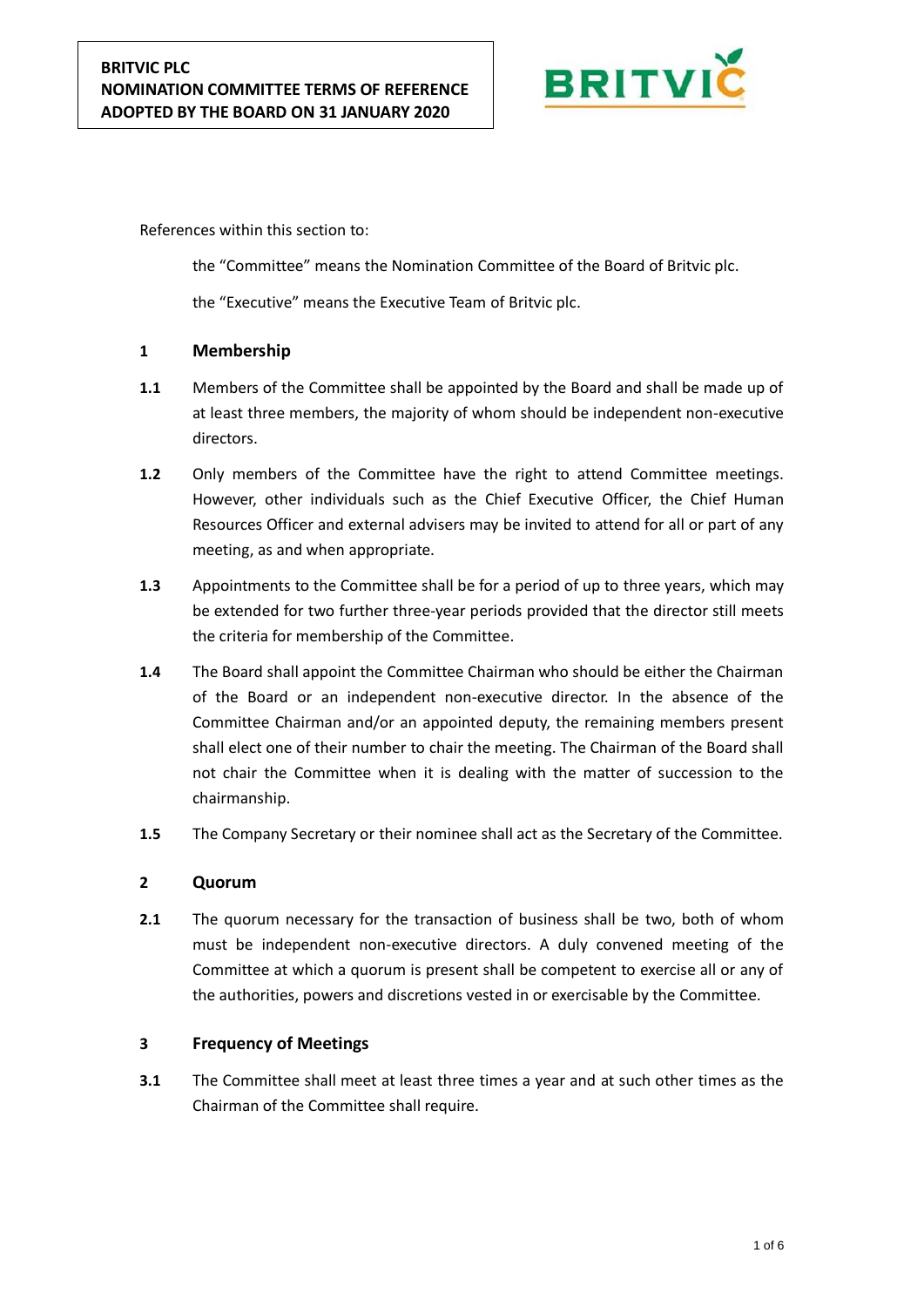**BRITVIC PLC**
**NOMINATION COMMITTEE TERMS OF REFERENCE**
**ADOPTED BY THE BOARD ON 31 JANUARY 2020**

References within this section to:

the "Committee" means the Nomination Committee of the Board of Britvic plc.

the "Executive" means the Executive Team of Britvic plc.

## 1 Membership

**1.1** Members of the Committee shall be appointed by the Board and shall be made up of at least three members, the majority of whom should be independent non-executive directors.

**1.2** Only members of the Committee have the right to attend Committee meetings. However, other individuals such as the Chief Executive Officer, the Chief Human Resources Officer and external advisers may be invited to attend for all or part of any meeting, as and when appropriate.

**1.3** Appointments to the Committee shall be for a period of up to three years, which may be extended for two further three-year periods provided that the director still meets the criteria for membership of the Committee.

**1.4** The Board shall appoint the Committee Chairman who should be either the Chairman of the Board or an independent non-executive director. In the absence of the Committee Chairman and/or an appointed deputy, the remaining members present shall elect one of their number to chair the meeting. The Chairman of the Board shall not chair the Committee when it is dealing with the matter of succession to the chairmanship.

**1.5** The Company Secretary or their nominee shall act as the Secretary of the Committee.

## 2 Quorum

**2.1** The quorum necessary for the transaction of business shall be two, both of whom must be independent non-executive directors. A duly convened meeting of the Committee at which a quorum is present shall be competent to exercise all or any of the authorities, powers and discretions vested in or exercisable by the Committee.

## 3 Frequency of Meetings

**3.1** The Committee shall meet at least three times a year and at such other times as the Chairman of the Committee shall require.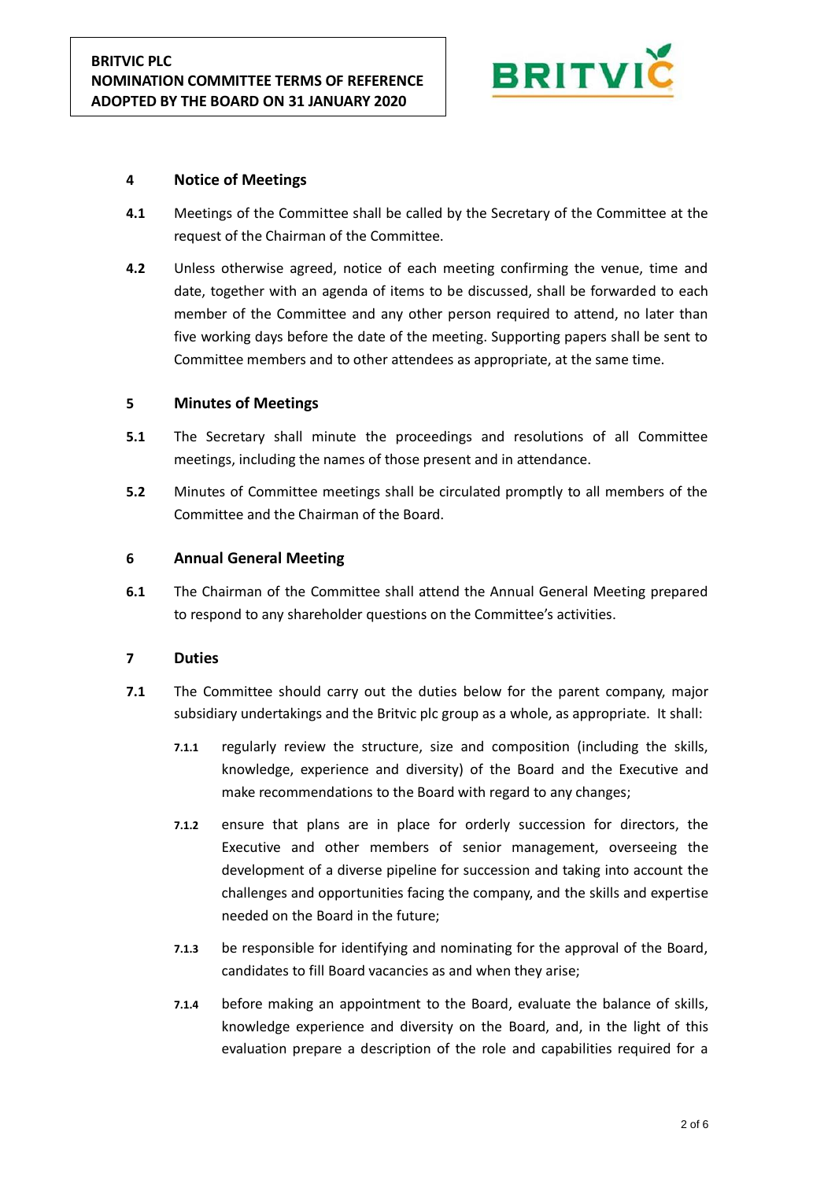## 4 Notice of Meetings

**4.1** Meetings of the Committee shall be called by the Secretary of the Committee at the request of the Chairman of the Committee.

**4.2** Unless otherwise agreed, notice of each meeting confirming the venue, time and date, together with an agenda of items to be discussed, shall be forwarded to each member of the Committee and any other person required to attend, no later than five working days before the date of the meeting. Supporting papers shall be sent to Committee members and to other attendees as appropriate, at the same time.

## 5 Minutes of Meetings

**5.1** The Secretary shall minute the proceedings and resolutions of all Committee meetings, including the names of those present and in attendance.

**5.2** Minutes of Committee meetings shall be circulated promptly to all members of the Committee and the Chairman of the Board.

## 6 Annual General Meeting

**6.1** The Chairman of the Committee shall attend the Annual General Meeting prepared to respond to any shareholder questions on the Committee's activities.

## 7 Duties

**7.1** The Committee should carry out the duties below for the parent company, major subsidiary undertakings and the Britvic plc group as a whole, as appropriate. It shall:

**7.1.1** regularly review the structure, size and composition (including the skills, knowledge, experience and diversity) of the Board and the Executive and make recommendations to the Board with regard to any changes;

**7.1.2** ensure that plans are in place for orderly succession for directors, the Executive and other members of senior management, overseeing the development of a diverse pipeline for succession and taking into account the challenges and opportunities facing the company, and the skills and expertise needed on the Board in the future;

**7.1.3** be responsible for identifying and nominating for the approval of the Board, candidates to fill Board vacancies as and when they arise;

**7.1.4** before making an appointment to the Board, evaluate the balance of skills, knowledge experience and diversity on the Board, and, in the light of this evaluation prepare a description of the role and capabilities required for a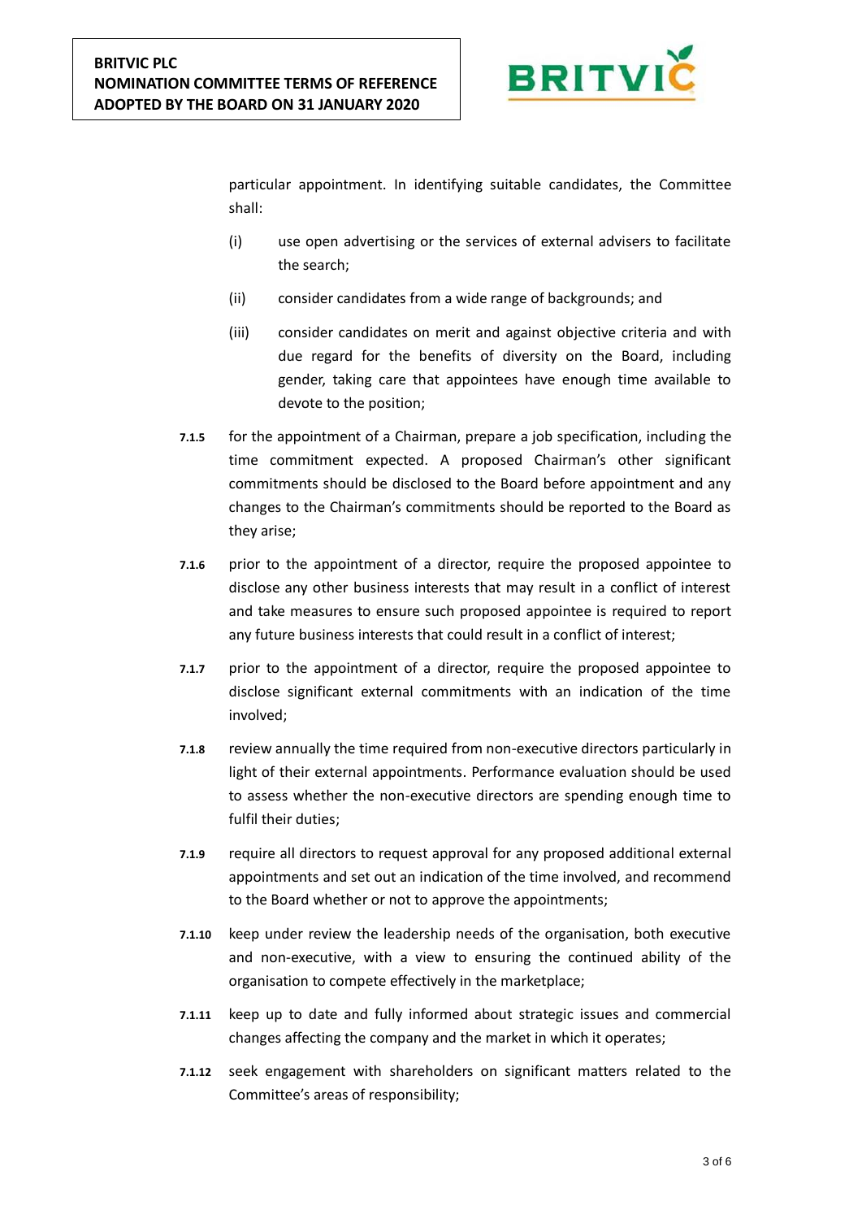particular appointment. In identifying suitable candidates, the Committee shall:

(i) use open advertising or the services of external advisers to facilitate the search;

(ii) consider candidates from a wide range of backgrounds; and

(iii) consider candidates on merit and against objective criteria and with due regard for the benefits of diversity on the Board, including gender, taking care that appointees have enough time available to devote to the position;

**7.1.5** for the appointment of a Chairman, prepare a job specification, including the time commitment expected. A proposed Chairman's other significant commitments should be disclosed to the Board before appointment and any changes to the Chairman's commitments should be reported to the Board as they arise;

**7.1.6** prior to the appointment of a director, require the proposed appointee to disclose any other business interests that may result in a conflict of interest and take measures to ensure such proposed appointee is required to report any future business interests that could result in a conflict of interest;

**7.1.7** prior to the appointment of a director, require the proposed appointee to disclose significant external commitments with an indication of the time involved;

**7.1.8** review annually the time required from non-executive directors particularly in light of their external appointments. Performance evaluation should be used to assess whether the non-executive directors are spending enough time to fulfil their duties;

**7.1.9** require all directors to request approval for any proposed additional external appointments and set out an indication of the time involved, and recommend to the Board whether or not to approve the appointments;

**7.1.10** keep under review the leadership needs of the organisation, both executive and non-executive, with a view to ensuring the continued ability of the organisation to compete effectively in the marketplace;

**7.1.11** keep up to date and fully informed about strategic issues and commercial changes affecting the company and the market in which it operates;

**7.1.12** seek engagement with shareholders on significant matters related to the Committee's areas of responsibility;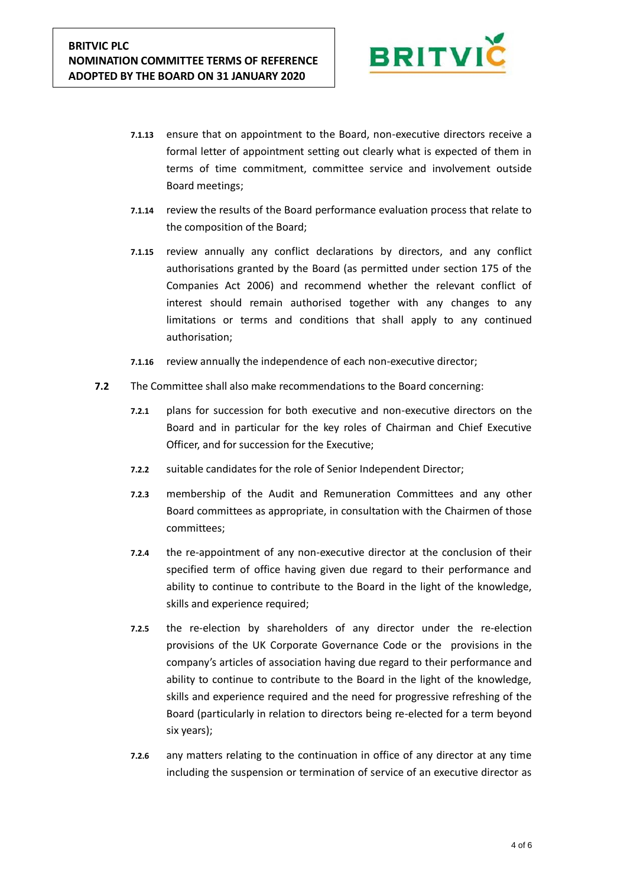- **7.1.13** ensure that on appointment to the Board, non-executive directors receive a formal letter of appointment setting out clearly what is expected of them in terms of time commitment, committee service and involvement outside Board meetings;
- **7.1.14** review the results of the Board performance evaluation process that relate to the composition of the Board;
- **7.1.15** review annually any conflict declarations by directors, and any conflict authorisations granted by the Board (as permitted under section 175 of the Companies Act 2006) and recommend whether the relevant conflict of interest should remain authorised together with any changes to any limitations or terms and conditions that shall apply to any continued authorisation;
- **7.1.16** review annually the independence of each non-executive director;

**7.2** The Committee shall also make recommendations to the Board concerning:

- **7.2.1** plans for succession for both executive and non-executive directors on the Board and in particular for the key roles of Chairman and Chief Executive Officer, and for succession for the Executive;
- **7.2.2** suitable candidates for the role of Senior Independent Director;
- **7.2.3** membership of the Audit and Remuneration Committees and any other Board committees as appropriate, in consultation with the Chairmen of those committees;
- **7.2.4** the re-appointment of any non-executive director at the conclusion of their specified term of office having given due regard to their performance and ability to continue to contribute to the Board in the light of the knowledge, skills and experience required;
- **7.2.5** the re-election by shareholders of any director under the re-election provisions of the UK Corporate Governance Code or the provisions in the company's articles of association having due regard to their performance and ability to continue to contribute to the Board in the light of the knowledge, skills and experience required and the need for progressive refreshing of the Board (particularly in relation to directors being re-elected for a term beyond six years);
- **7.2.6** any matters relating to the continuation in office of any director at any time including the suspension or termination of service of an executive director as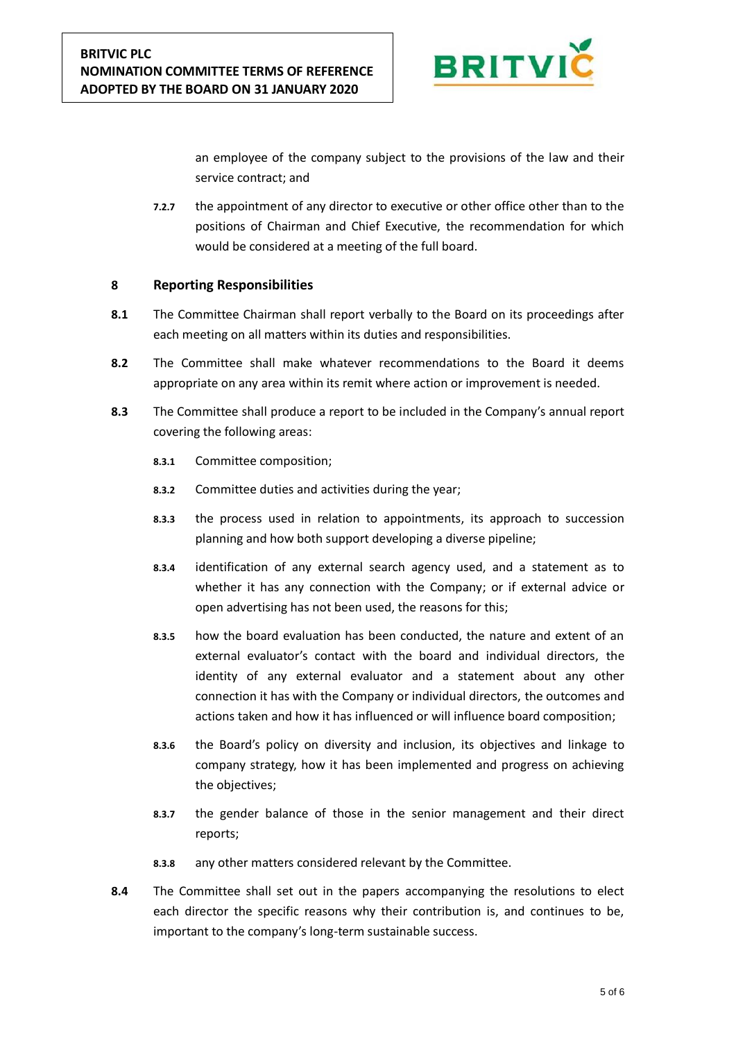an employee of the company subject to the provisions of the law and their service contract; and

**7.2.7** the appointment of any director to executive or other office other than to the positions of Chairman and Chief Executive, the recommendation for which would be considered at a meeting of the full board.

## 8 Reporting Responsibilities

**8.1** The Committee Chairman shall report verbally to the Board on its proceedings after each meeting on all matters within its duties and responsibilities.

**8.2** The Committee shall make whatever recommendations to the Board it deems appropriate on any area within its remit where action or improvement is needed.

**8.3** The Committee shall produce a report to be included in the Company's annual report covering the following areas:

**8.3.1** Committee composition;

**8.3.2** Committee duties and activities during the year;

**8.3.3** the process used in relation to appointments, its approach to succession planning and how both support developing a diverse pipeline;

**8.3.4** identification of any external search agency used, and a statement as to whether it has any connection with the Company; or if external advice or open advertising has not been used, the reasons for this;

**8.3.5** how the board evaluation has been conducted, the nature and extent of an external evaluator's contact with the board and individual directors, the identity of any external evaluator and a statement about any other connection it has with the Company or individual directors, the outcomes and actions taken and how it has influenced or will influence board composition;

**8.3.6** the Board's policy on diversity and inclusion, its objectives and linkage to company strategy, how it has been implemented and progress on achieving the objectives;

**8.3.7** the gender balance of those in the senior management and their direct reports;

**8.3.8** any other matters considered relevant by the Committee.

**8.4** The Committee shall set out in the papers accompanying the resolutions to elect each director the specific reasons why their contribution is, and continues to be, important to the company's long-term sustainable success.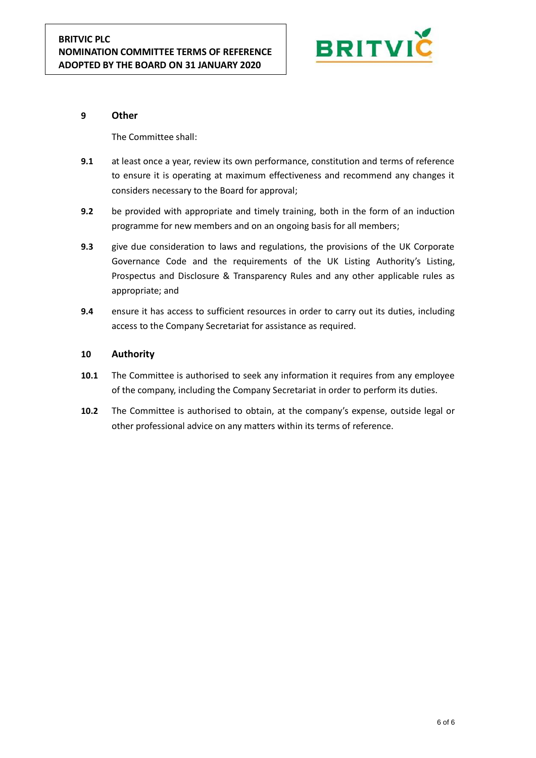## 9 Other

The Committee shall:

**9.1** at least once a year, review its own performance, constitution and terms of reference to ensure it is operating at maximum effectiveness and recommend any changes it considers necessary to the Board for approval;

**9.2** be provided with appropriate and timely training, both in the form of an induction programme for new members and on an ongoing basis for all members;

**9.3** give due consideration to laws and regulations, the provisions of the UK Corporate Governance Code and the requirements of the UK Listing Authority's Listing, Prospectus and Disclosure & Transparency Rules and any other applicable rules as appropriate; and

**9.4** ensure it has access to sufficient resources in order to carry out its duties, including access to the Company Secretariat for assistance as required.

## 10 Authority

**10.1** The Committee is authorised to seek any information it requires from any employee of the company, including the Company Secretariat in order to perform its duties.

**10.2** The Committee is authorised to obtain, at the company's expense, outside legal or other professional advice on any matters within its terms of reference.